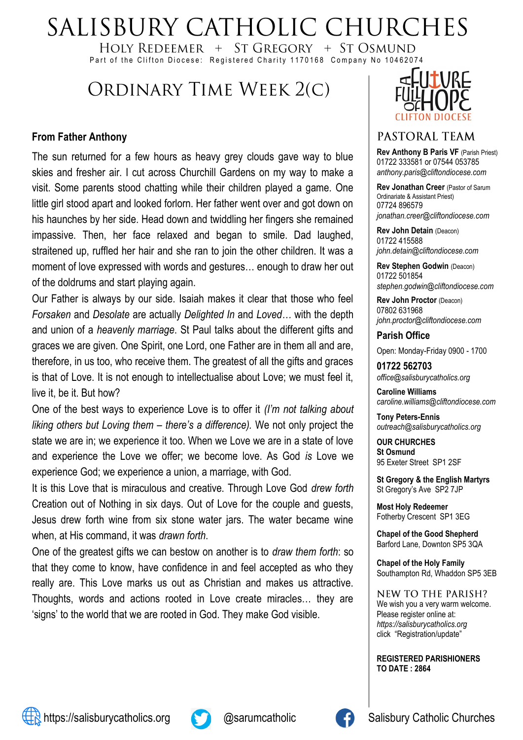# SALISBURY CATHOLIC CHURCHES

HOLY REDEEMER + ST GREGORY + ST OSMUND

Part of the Clifton Diocese: Registered Charity 1170168 Company No 10462074

## ORDINARY TIME WEEK 2(C)

### From Father Anthony

The sun returned for a few hours as heavy grey clouds gave way to blue skies and fresher air. I cut across Churchill Gardens on my way to make a visit. Some parents stood chatting while their children played a game. One little girl stood apart and looked forlorn. Her father went over and got down on his haunches by her side. Head down and twiddling her fingers she remained impassive. Then, her face relaxed and began to smile. Dad laughed, straitened up, ruffled her hair and she ran to join the other children. It was a moment of love expressed with words and gestures… enough to draw her out of the doldrums and start playing again.

Our Father is always by our side. Isaiah makes it clear that those who feel *Forsaken* and *Desolate* are actually *Delighted In* and *Loved…* with the depth and union of a *heavenly marriage*. St Paul talks about the different gifts and graces we are given. One Spirit, one Lord, one Father are in them all and are, therefore, in us too, who receive them. The greatest of all the gifts and graces is that of Love. It is not enough to intellectualise about Love; we must feel it, live it, be it. But how?

One of the best ways to experience Love is to offer it *(I'm not talking about liking others but Loving them – there's a difference).* We not only project the state we are in; we experience it too. When we Love we are in a state of love and experience the Love we offer; we become love. As God *is* Love we experience God; we experience a union, a marriage, with God.

It is this Love that is miraculous and creative. Through Love God *drew forth* Creation out of Nothing in six days. Out of Love for the couple and guests, Jesus drew forth wine from six stone water jars. The water became wine when, at His command, it was *drawn forth*.

One of the greatest gifts we can bestow on another is to *draw them forth*: so that they come to know, have confidence in and feel accepted as who they really are. This Love marks us out as Christian and makes us attractive. Thoughts, words and actions rooted in Love create miracles… they are 'signs' to the world that we are rooted in God. They make God visible.

A FUTURE FULL OF HOPE
CLIFTON DIOCESE

## PASTORAL TEAM

**Rev Anthony B Paris VF** (Parish Priest)
01722 333581 or 07544 053785
*anthony.paris@cliftondiocese.com*

**Rev Jonathan Creer** (Pastor of Sarum Ordinariate & Assistant Priest)
07724 896579
*jonathan.creer@cliftondiocese.com*

**Rev John Detain** (Deacon)
01722 415588
*john.detain@cliftondiocese.com*

**Rev Stephen Godwin** (Deacon)
01722 501854
*stephen.godwin@cliftondiocese.com*

**Rev John Proctor** (Deacon)
07802 631968
*john.proctor@cliftondiocese.com*

### Parish Office

Open: Monday-Friday 0900 - 1700

**01722 562703**
*office@salisburycatholics.org*

**Caroline Williams**
*caroline.williams@cliftondiocese.com*

**Tony Peters-Ennis**
*outreach@salisburycatholics.org*

**OUR CHURCHES**

**St Osmund**
95 Exeter Street SP1 2SF

**St Gregory & the English Martyrs**
St Gregory's Ave SP2 7JP

**Most Holy Redeemer**
Fotherby Crescent SP1 3EG

**Chapel of the Good Shepherd**
Barford Lane, Downton SP5 3QA

**Chapel of the Holy Family**
Southampton Rd, Whaddon SP5 3EB

### NEW TO THE PARISH?

We wish you a very warm welcome. Please register online at: *https://salisburycatholics.org* click "Registration/update"

**REGISTERED PARISHIONERS TO DATE : 2864**

https://salisburycatholics.org @sarumcatholic Salisbury Catholic Churches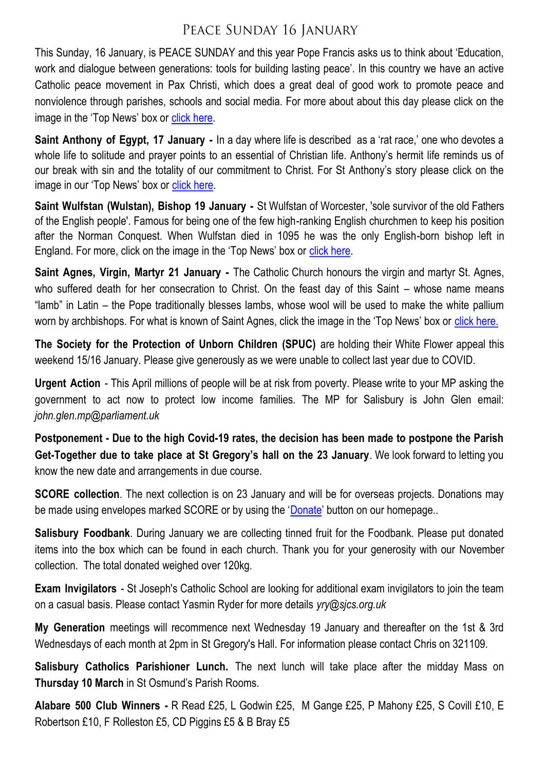## Peace Sunday 16 January

This Sunday, 16 January, is PEACE SUNDAY and this year Pope Francis asks us to think about 'Education, work and dialogue between generations: tools for building lasting peace'. In this country we have an active Catholic peace movement in Pax Christi, which does a great deal of good work to promote peace and nonviolence through parishes, schools and social media. For more about about this day please click on the image in the 'Top News' box or click here.

**Saint Anthony of Egypt, 17 January -** In a day where life is described as a 'rat race,' one who devotes a whole life to solitude and prayer points to an essential of Christian life. Anthony's hermit life reminds us of our break with sin and the totality of our commitment to Christ. For St Anthony's story please click on the image in our 'Top News' box or click here.

**Saint Wulfstan (Wulstan), Bishop 19 January -** St Wulfstan of Worcester, 'sole survivor of the old Fathers of the English people'. Famous for being one of the few high-ranking English churchmen to keep his position after the Norman Conquest. When Wulfstan died in 1095 he was the only English-born bishop left in England. For more, click on the image in the 'Top News' box or click here.

**Saint Agnes, Virgin, Martyr 21 January -** The Catholic Church honours the virgin and martyr St. Agnes, who suffered death for her consecration to Christ. On the feast day of this Saint – whose name means "lamb" in Latin – the Pope traditionally blesses lambs, whose wool will be used to make the white pallium worn by archbishops. For what is known of Saint Agnes, click the image in the 'Top News' box or click here.

**The Society for the Protection of Unborn Children (SPUC)** are holding their White Flower appeal this weekend 15/16 January. Please give generously as we were unable to collect last year due to COVID.

**Urgent Action** - This April millions of people will be at risk from poverty. Please write to your MP asking the government to act now to protect low income families. The MP for Salisbury is John Glen email: *john.glen.mp@parliament.uk*

**Postponement - Due to the high Covid-19 rates, the decision has been made to postpone the Parish Get-Together due to take place at St Gregory's hall on the 23 January**. We look forward to letting you know the new date and arrangements in due course.

**SCORE collection**. The next collection is on 23 January and will be for overseas projects. Donations may be made using envelopes marked SCORE or by using the 'Donate' button on our homepage..

**Salisbury Foodbank**. During January we are collecting tinned fruit for the Foodbank. Please put donated items into the box which can be found in each church. Thank you for your generosity with our November collection. The total donated weighed over 120kg.

**Exam Invigilators** - St Joseph's Catholic School are looking for additional exam invigilators to join the team on a casual basis. Please contact Yasmin Ryder for more details *yry@sjcs.org.uk*

**My Generation** meetings will recommence next Wednesday 19 January and thereafter on the 1st & 3rd Wednesdays of each month at 2pm in St Gregory's Hall. For information please contact Chris on 321109.

**Salisbury Catholics Parishioner Lunch.** The next lunch will take place after the midday Mass on **Thursday 10 March** in St Osmund's Parish Rooms.

**Alabare 500 Club Winners -** R Read £25, L Godwin £25, M Gange £25, P Mahony £25, S Covill £10, E Robertson £10, F Rolleston £5, CD Piggins £5 & B Bray £5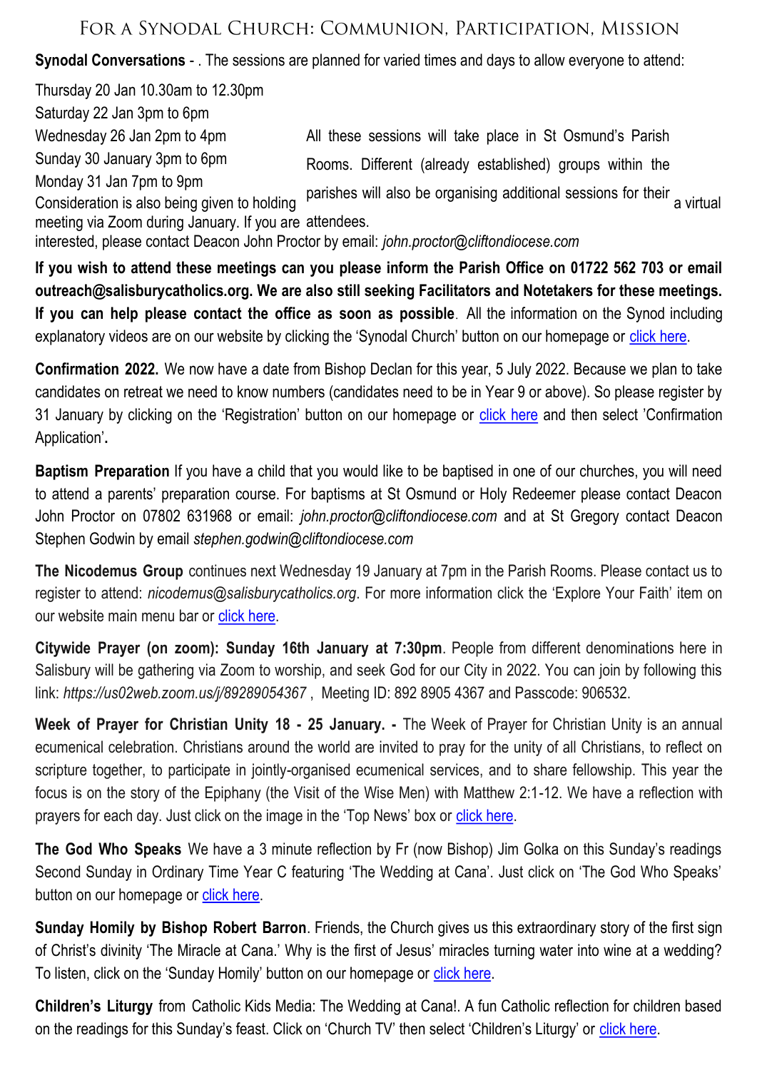# For a Synodal Church: Communion, Participation, Mission

**Synodal Conversations** - . The sessions are planned for varied times and days to allow everyone to attend:

Thursday 20 Jan 10.30am to 12.30pm
Saturday 22 Jan 3pm to 6pm
Wednesday 26 Jan 2pm to 4pm
Sunday 30 January 3pm to 6pm
Monday 31 Jan 7pm to 9pm

All these sessions will take place in St Osmund's Parish Rooms. Different (already established) groups within the parishes will also be organising additional sessions for their attendees.

Consideration is also being given to holding a virtual meeting via Zoom during January. If you are interested, please contact Deacon John Proctor by email: *john.proctor@cliftondiocese.com*

**If you wish to attend these meetings can you please inform the Parish Office on 01722 562 703 or email outreach@salisburycatholics.org. We are also still seeking Facilitators and Notetakers for these meetings. If you can help please contact the office as soon as possible**. All the information on the Synod including explanatory videos are on our website by clicking the 'Synodal Church' button on our homepage or click here.

**Confirmation 2022.** We now have a date from Bishop Declan for this year, 5 July 2022. Because we plan to take candidates on retreat we need to know numbers (candidates need to be in Year 9 or above). So please register by 31 January by clicking on the 'Registration' button on our homepage or click here and then select 'Confirmation Application'**.**

**Baptism Preparation** If you have a child that you would like to be baptised in one of our churches, you will need to attend a parents' preparation course. For baptisms at St Osmund or Holy Redeemer please contact Deacon John Proctor on 07802 631968 or email: *john.proctor@cliftondiocese.com* and at St Gregory contact Deacon Stephen Godwin by email *stephen.godwin@cliftondiocese.com*

**The Nicodemus Group** continues next Wednesday 19 January at 7pm in the Parish Rooms. Please contact us to register to attend: *nicodemus@salisburycatholics.org*. For more information click the 'Explore Your Faith' item on our website main menu bar or click here.

**Citywide Prayer (on zoom): Sunday 16th January at 7:30pm**. People from different denominations here in Salisbury will be gathering via Zoom to worship, and seek God for our City in 2022. You can join by following this link: *https://us02web.zoom.us/j/89289054367* , Meeting ID: 892 8905 4367 and Passcode: 906532.

**Week of Prayer for Christian Unity 18 - 25 January. -** The Week of Prayer for Christian Unity is an annual ecumenical celebration. Christians around the world are invited to pray for the unity of all Christians, to reflect on scripture together, to participate in jointly-organised ecumenical services, and to share fellowship. This year the focus is on the story of the Epiphany (the Visit of the Wise Men) with Matthew 2:1-12. We have a reflection with prayers for each day. Just click on the image in the 'Top News' box or click here.

**The God Who Speaks** We have a 3 minute reflection by Fr (now Bishop) Jim Golka on this Sunday's readings Second Sunday in Ordinary Time Year C featuring 'The Wedding at Cana'. Just click on 'The God Who Speaks' button on our homepage or click here.

**Sunday Homily by Bishop Robert Barron**. Friends, the Church gives us this extraordinary story of the first sign of Christ's divinity 'The Miracle at Cana.' Why is the first of Jesus' miracles turning water into wine at a wedding? To listen, click on the 'Sunday Homily' button on our homepage or click here.

**Children's Liturgy** from Catholic Kids Media: The Wedding at Cana!. A fun Catholic reflection for children based on the readings for this Sunday's feast. Click on 'Church TV' then select 'Children's Liturgy' or click here.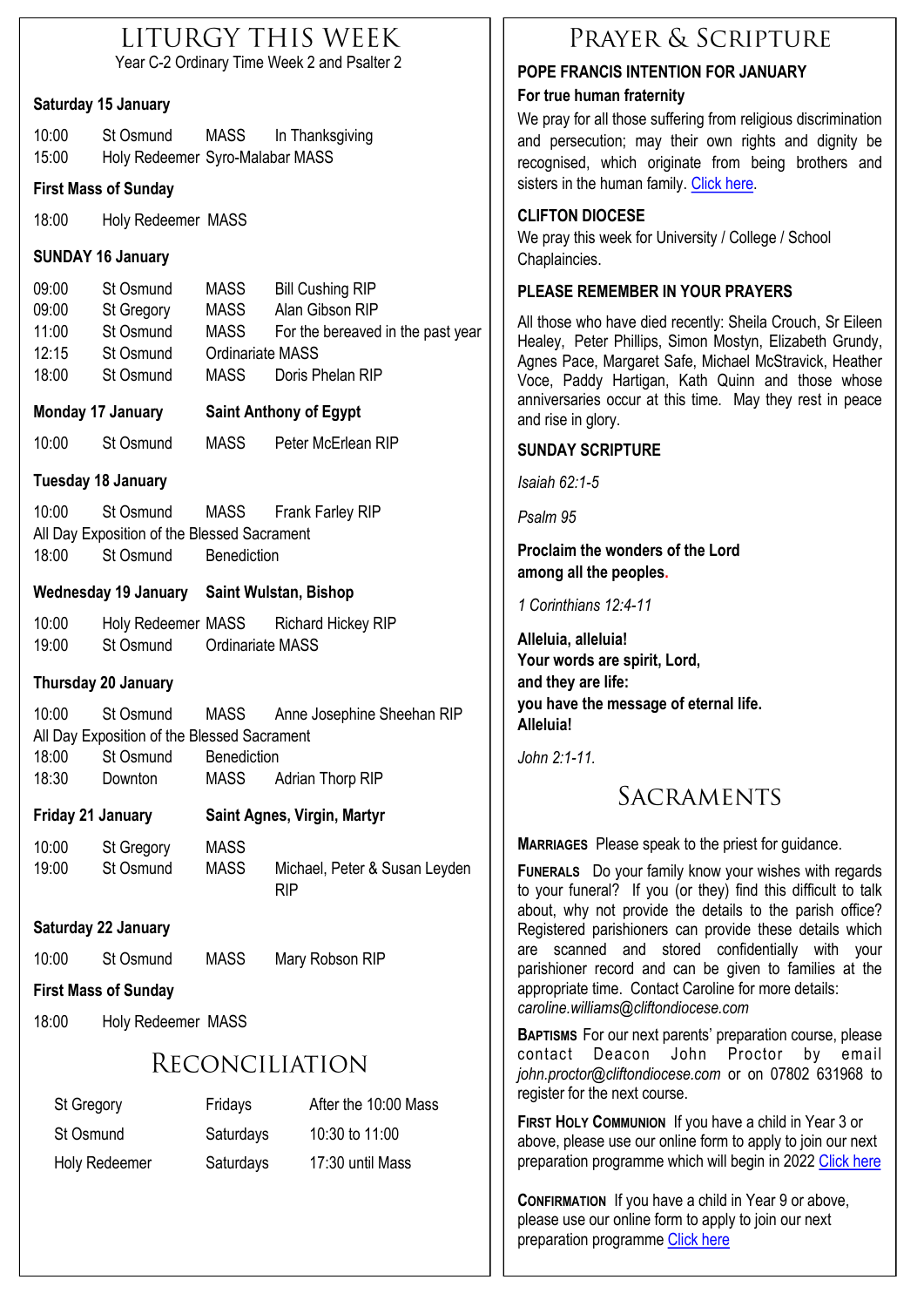# Liturgy This Week

Year C-2 Ordinary Time Week 2 and Psalter 2

### Saturday 15 January

| | | | |
|---|---|---|---|
| 10:00 | St Osmund | MASS | In Thanksgiving |
| 15:00 | Holy Redeemer | Syro-Malabar MASS | |

### First Mass of Sunday

| | | | |
|---|---|---|---|
| 18:00 | Holy Redeemer | MASS | |

### SUNDAY 16 January

| | | | |
|---|---|---|---|
| 09:00 | St Osmund | MASS | Bill Cushing RIP |
| 09:00 | St Gregory | MASS | Alan Gibson RIP |
| 11:00 | St Osmund | MASS | For the bereaved in the past year |
| 12:15 | St Osmund | Ordinariate MASS | |
| 18:00 | St Osmund | MASS | Doris Phelan RIP |

### Monday 17 January — Saint Anthony of Egypt

| | | | |
|---|---|---|---|
| 10:00 | St Osmund | MASS | Peter McErlean RIP |

### Tuesday 18 January

| | | | |
|---|---|---|---|
| 10:00 | St Osmund | MASS | Frank Farley RIP |
| All Day Exposition of the Blessed Sacrament | | | |
| 18:00 | St Osmund | Benediction | |

### Wednesday 19 January — Saint Wulstan, Bishop

| | | | |
|---|---|---|---|
| 10:00 | Holy Redeemer | MASS | Richard Hickey RIP |
| 19:00 | St Osmund | Ordinariate MASS | |

### Thursday 20 January

| | | | |
|---|---|---|---|
| 10:00 | St Osmund | MASS | Anne Josephine Sheehan RIP |
| All Day Exposition of the Blessed Sacrament | | | |
| 18:00 | St Osmund | Benediction | |
| 18:30 | Downton | MASS | Adrian Thorp RIP |

### Friday 21 January — Saint Agnes, Virgin, Martyr

| | | | |
|---|---|---|---|
| 10:00 | St Gregory | MASS | |
| 19:00 | St Osmund | MASS | Michael, Peter & Susan Leyden RIP |

### Saturday 22 January

| | | | |
|---|---|---|---|
| 10:00 | St Osmund | MASS | Mary Robson RIP |

### First Mass of Sunday

| | | | |
|---|---|---|---|
| 18:00 | Holy Redeemer | MASS | |

# Reconciliation

| | | |
|---|---|---|
| St Gregory | Fridays | After the 10:00 Mass |
| St Osmund | Saturdays | 10:30 to 11:00 |
| Holy Redeemer | Saturdays | 17:30 until Mass |

# Prayer & Scripture

### POPE FRANCIS INTENTION FOR JANUARY

**For true human fraternity**

We pray for all those suffering from religious discrimination and persecution; may their own rights and dignity be recognised, which originate from being brothers and sisters in the human family. Click here.

### CLIFTON DIOCESE

We pray this week for University / College / School Chaplaincies.

### PLEASE REMEMBER IN YOUR PRAYERS

All those who have died recently: Sheila Crouch, Sr Eileen Healey, Peter Phillips, Simon Mostyn, Elizabeth Grundy, Agnes Pace, Margaret Safe, Michael McStravick, Heather Voce, Paddy Hartigan, Kath Quinn and those whose anniversaries occur at this time. May they rest in peace and rise in glory.

### SUNDAY SCRIPTURE

*Isaiah 62:1-5*

*Psalm 95*

**Proclaim the wonders of the Lord among all the peoples.**

*1 Corinthians 12:4-11*

**Alleluia, alleluia!**
**Your words are spirit, Lord,**
**and they are life:**
**you have the message of eternal life.**
**Alleluia!**

*John 2:1-11.*

# Sacraments

**MARRIAGES** Please speak to the priest for guidance.

**FUNERALS** Do your family know your wishes with regards to your funeral? If you (or they) find this difficult to talk about, why not provide the details to the parish office? Registered parishioners can provide these details which are scanned and stored confidentially with your parishioner record and can be given to families at the appropriate time. Contact Caroline for more details: *caroline.williams@cliftondiocese.com*

**BAPTISMS** For our next parents' preparation course, please contact Deacon John Proctor by email *john.proctor@cliftondiocese.com* or on 07802 631968 to register for the next course.

**FIRST HOLY COMMUNION** If you have a child in Year 3 or above, please use our online form to apply to join our next preparation programme which will begin in 2022 Click here

**CONFIRMATION** If you have a child in Year 9 or above, please use our online form to apply to join our next preparation programme Click here